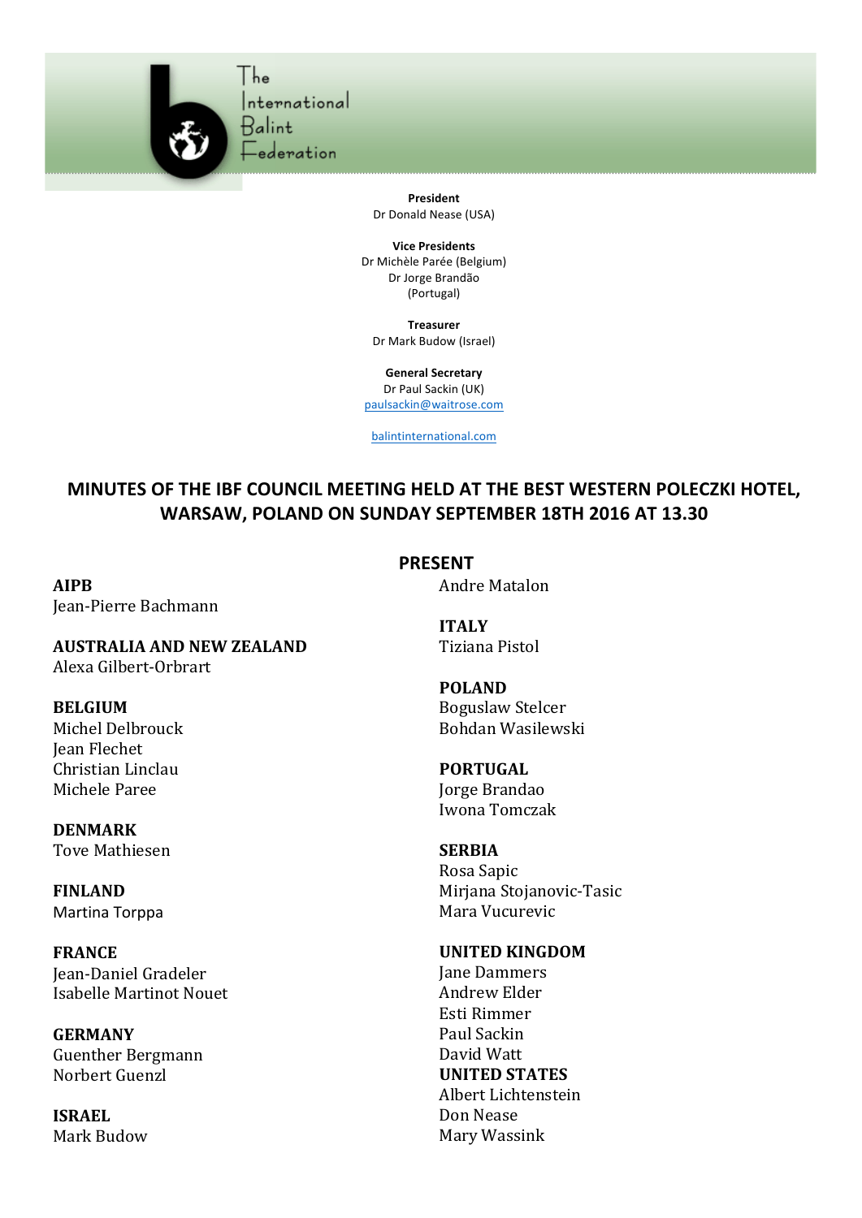The International Balint Federation

**President**
Dr Donald Nease (USA)

**Vice Presidents**
Dr Michèle Parée (Belgium)
Dr Jorge Brandão
(Portugal)

**Treasurer**
Dr Mark Budow (Israel)

**General Secretary**
Dr Paul Sackin (UK)
paulsackin@waitrose.com

balintinternational.com

# MINUTES OF THE IBF COUNCIL MEETING HELD AT THE BEST WESTERN POLECZKI HOTEL, WARSAW, POLAND ON SUNDAY SEPTEMBER 18TH 2016 AT 13.30

## PRESENT

**AIPB**
Jean-Pierre Bachmann
Andre Matalon

**AUSTRALIA AND NEW ZEALAND**
Alexa Gilbert-Orbrart

**BELGIUM**
Michel Delbrouck
Jean Flechet
Christian Linclau
Michele Paree

**DENMARK**
Tove Mathiesen

**FINLAND**
Martina Torppa

**FRANCE**
Jean-Daniel Gradeler
Isabelle Martinot Nouet

**GERMANY**
Guenther Bergmann
Norbert Guenzl

**ISRAEL**
Mark Budow

**ITALY**
Tiziana Pistol

**POLAND**
Boguslaw Stelcer
Bohdan Wasilewski

**PORTUGAL**
Jorge Brandao
Iwona Tomczak

**SERBIA**
Rosa Sapic
Mirjana Stojanovic-Tasic
Mara Vucurevic

**UNITED KINGDOM**
Jane Dammers
Andrew Elder
Esti Rimmer
Paul Sackin
David Watt

**UNITED STATES**
Albert Lichtenstein
Don Nease
Mary Wassink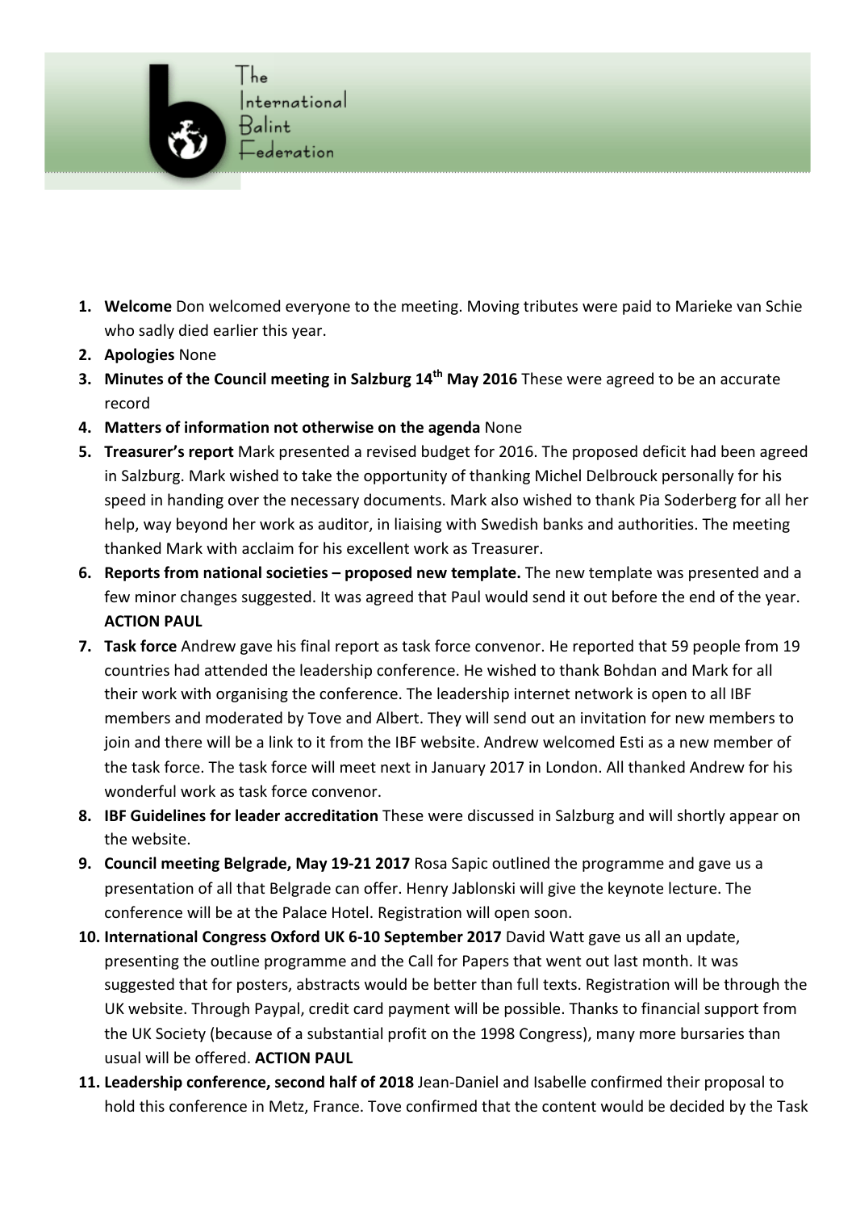1. **Welcome** Don welcomed everyone to the meeting. Moving tributes were paid to Marieke van Schie who sadly died earlier this year.
2. **Apologies** None
3. **Minutes of the Council meeting in Salzburg 14th May 2016** These were agreed to be an accurate record
4. **Matters of information not otherwise on the agenda** None
5. **Treasurer's report** Mark presented a revised budget for 2016. The proposed deficit had been agreed in Salzburg. Mark wished to take the opportunity of thanking Michel Delbrouck personally for his speed in handing over the necessary documents. Mark also wished to thank Pia Soderberg for all her help, way beyond her work as auditor, in liaising with Swedish banks and authorities. The meeting thanked Mark with acclaim for his excellent work as Treasurer.
6. **Reports from national societies – proposed new template.** The new template was presented and a few minor changes suggested. It was agreed that Paul would send it out before the end of the year. **ACTION PAUL**
7. **Task force** Andrew gave his final report as task force convenor. He reported that 59 people from 19 countries had attended the leadership conference. He wished to thank Bohdan and Mark for all their work with organising the conference. The leadership internet network is open to all IBF members and moderated by Tove and Albert. They will send out an invitation for new members to join and there will be a link to it from the IBF website. Andrew welcomed Esti as a new member of the task force. The task force will meet next in January 2017 in London. All thanked Andrew for his wonderful work as task force convenor.
8. **IBF Guidelines for leader accreditation** These were discussed in Salzburg and will shortly appear on the website.
9. **Council meeting Belgrade, May 19-21 2017** Rosa Sapic outlined the programme and gave us a presentation of all that Belgrade can offer. Henry Jablonski will give the keynote lecture. The conference will be at the Palace Hotel. Registration will open soon.
10. **International Congress Oxford UK 6-10 September 2017** David Watt gave us all an update, presenting the outline programme and the Call for Papers that went out last month. It was suggested that for posters, abstracts would be better than full texts. Registration will be through the UK website. Through Paypal, credit card payment will be possible. Thanks to financial support from the UK Society (because of a substantial profit on the 1998 Congress), many more bursaries than usual will be offered. **ACTION PAUL**
11. **Leadership conference, second half of 2018** Jean-Daniel and Isabelle confirmed their proposal to hold this conference in Metz, France. Tove confirmed that the content would be decided by the Task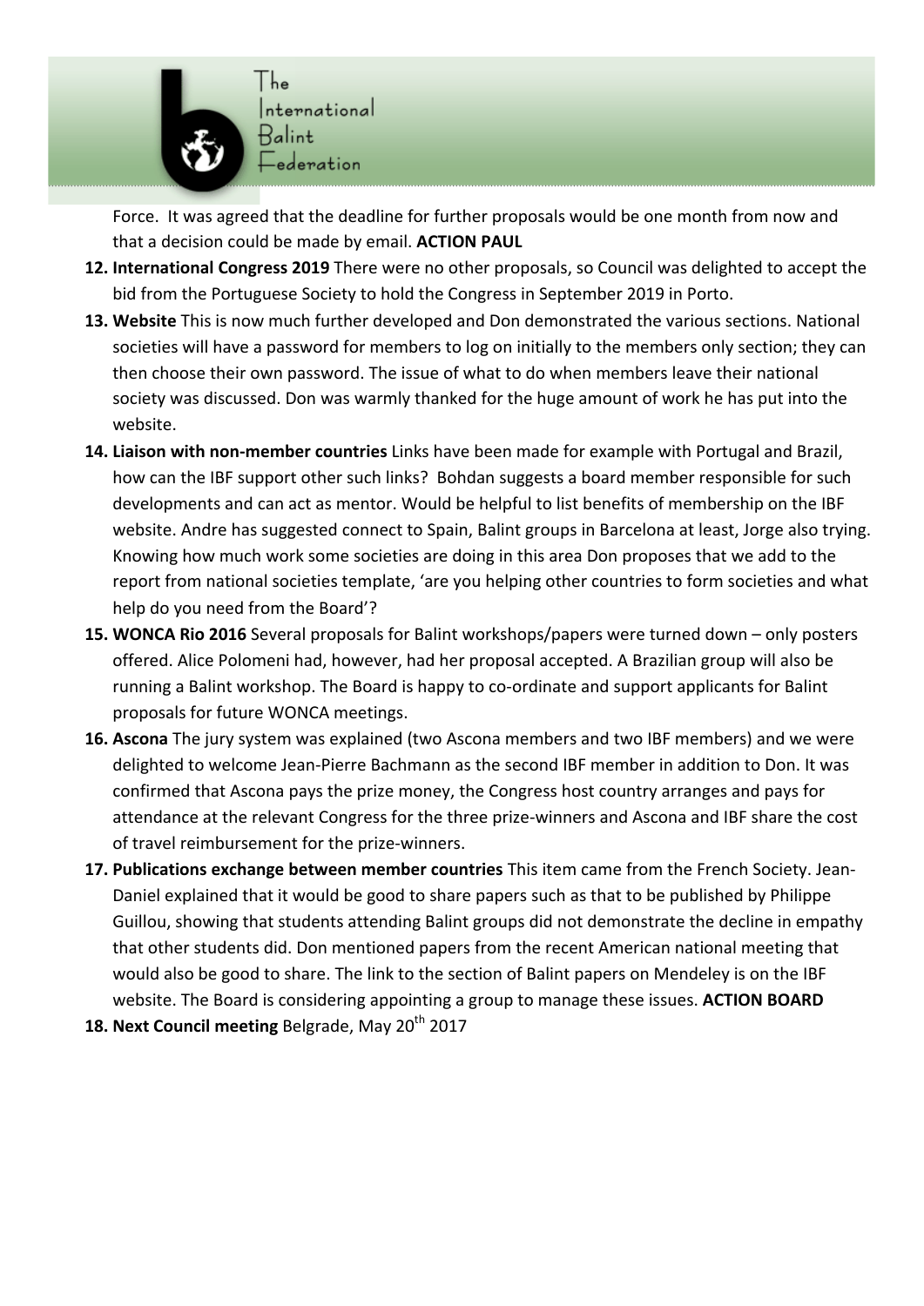Force. It was agreed that the deadline for further proposals would be one month from now and that a decision could be made by email. **ACTION PAUL**

12. **International Congress 2019** There were no other proposals, so Council was delighted to accept the bid from the Portuguese Society to hold the Congress in September 2019 in Porto.
13. **Website** This is now much further developed and Don demonstrated the various sections. National societies will have a password for members to log on initially to the members only section; they can then choose their own password. The issue of what to do when members leave their national society was discussed. Don was warmly thanked for the huge amount of work he has put into the website.
14. **Liaison with non-member countries** Links have been made for example with Portugal and Brazil, how can the IBF support other such links? Bohdan suggests a board member responsible for such developments and can act as mentor. Would be helpful to list benefits of membership on the IBF website. Andre has suggested connect to Spain, Balint groups in Barcelona at least, Jorge also trying. Knowing how much work some societies are doing in this area Don proposes that we add to the report from national societies template, 'are you helping other countries to form societies and what help do you need from the Board'?
15. **WONCA Rio 2016** Several proposals for Balint workshops/papers were turned down – only posters offered. Alice Polomeni had, however, had her proposal accepted. A Brazilian group will also be running a Balint workshop. The Board is happy to co-ordinate and support applicants for Balint proposals for future WONCA meetings.
16. **Ascona** The jury system was explained (two Ascona members and two IBF members) and we were delighted to welcome Jean-Pierre Bachmann as the second IBF member in addition to Don. It was confirmed that Ascona pays the prize money, the Congress host country arranges and pays for attendance at the relevant Congress for the three prize-winners and Ascona and IBF share the cost of travel reimbursement for the prize-winners.
17. **Publications exchange between member countries** This item came from the French Society. Jean-Daniel explained that it would be good to share papers such as that to be published by Philippe Guillou, showing that students attending Balint groups did not demonstrate the decline in empathy that other students did. Don mentioned papers from the recent American national meeting that would also be good to share. The link to the section of Balint papers on Mendeley is on the IBF website. The Board is considering appointing a group to manage these issues. **ACTION BOARD**
18. **Next Council meeting** Belgrade, May 20th 2017